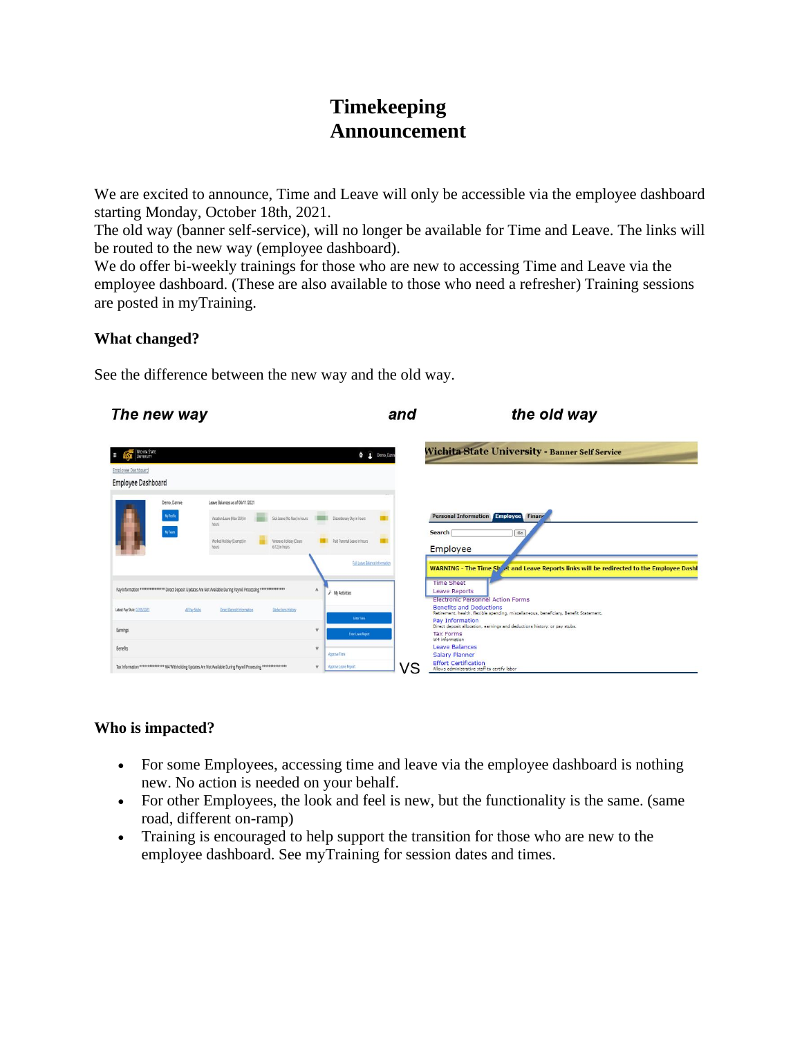# Timekeeping Announcement

We are excited to announce, Time and Leave will only be accessible via the employee dashboard starting Monday, October 18th, 2021.
The old way (banner self-service), will no longer be available for Time and Leave. The links will be routed to the new way (employee dashboard).
We do offer bi-weekly trainings for those who are new to accessing Time and Leave via the employee dashboard. (These are also available to those who need a refresher) Training sessions are posted in myTraining.

**What changed?**

See the difference between the new way and the old way.

***The new way*** ***and*** ***the old way***

**Who is impacted?**

- For some Employees, accessing time and leave via the employee dashboard is nothing new. No action is needed on your behalf.
- For other Employees, the look and feel is new, but the functionality is the same. (same road, different on-ramp)
- Training is encouraged to help support the transition for those who are new to the employee dashboard. See myTraining for session dates and times.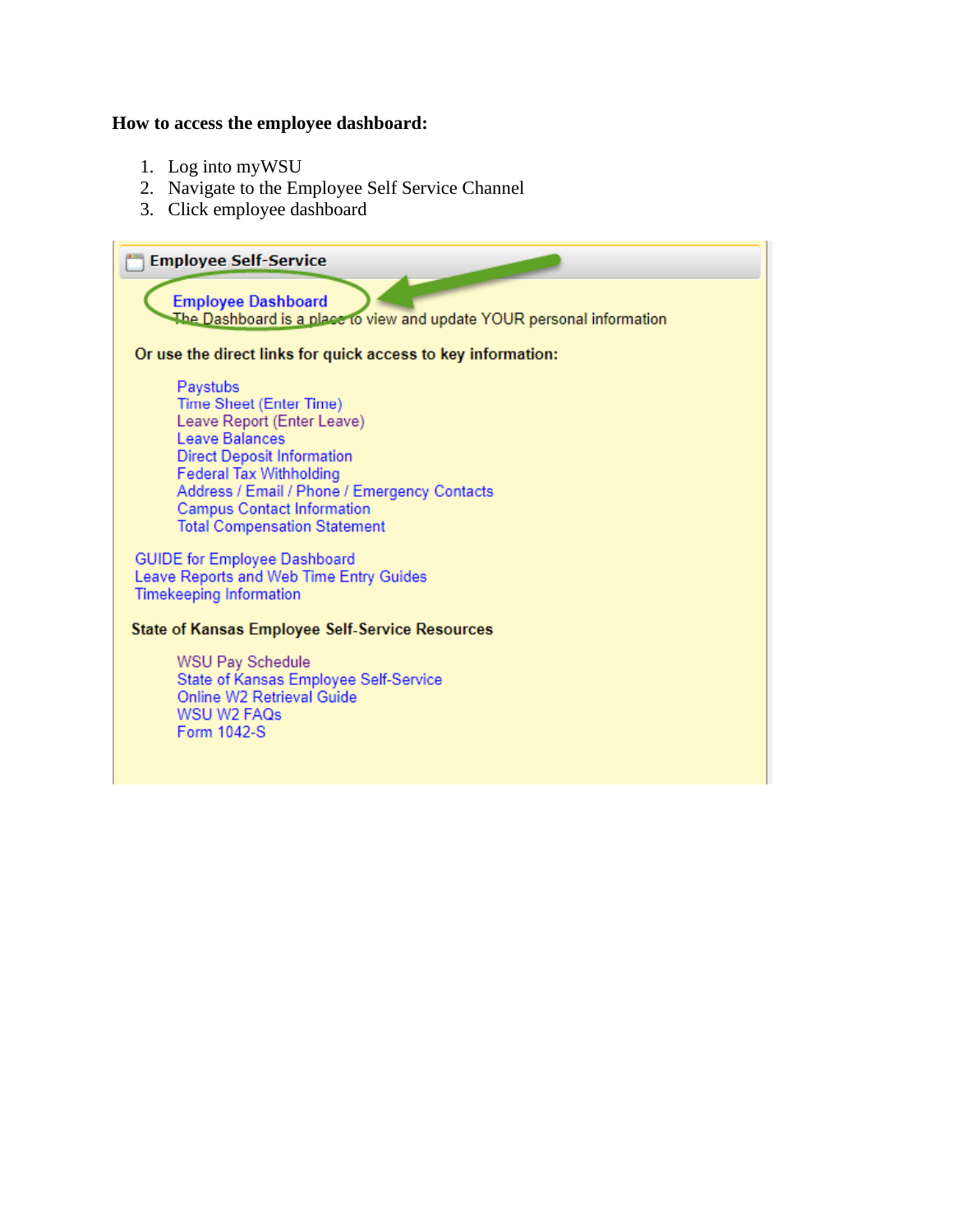**How to access the employee dashboard:**

1. Log into myWSU
2. Navigate to the Employee Self Service Channel
3. Click employee dashboard

**Employee Self-Service**

Employee Dashboard
The Dashboard is a place to view and update YOUR personal information

**Or use the direct links for quick access to key information:**

- Paystubs
- Time Sheet (Enter Time)
- Leave Report (Enter Leave)
- Leave Balances
- Direct Deposit Information
- Federal Tax Withholding
- Address / Email / Phone / Emergency Contacts
- Campus Contact Information
- Total Compensation Statement

GUIDE for Employee Dashboard
Leave Reports and Web Time Entry Guides
Timekeeping Information

**State of Kansas Employee Self-Service Resources**

- WSU Pay Schedule
- State of Kansas Employee Self-Service
- Online W2 Retrieval Guide
- WSU W2 FAQs
- Form 1042-S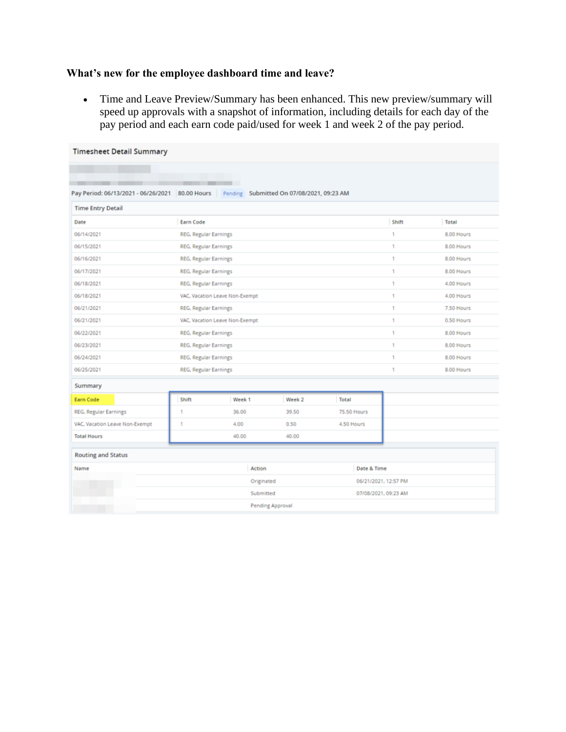**What's new for the employee dashboard time and leave?**

- Time and Leave Preview/Summary has been enhanced. This new preview/summary will speed up approvals with a snapshot of information, including details for each day of the pay period and each earn code paid/used for week 1 and week 2 of the pay period.

**Timesheet Detail Summary**

Pay Period: 06/13/2021 - 06/26/2021 | 80.00 Hours | Pending | Submitted On 07/08/2021, 09:23 AM

**Time Entry Detail**

| Date | Earn Code | Shift | Total |
|---|---|---|---|
| 06/14/2021 | REG, Regular Earnings | 1 | 8.00 Hours |
| 06/15/2021 | REG, Regular Earnings | 1 | 8.00 Hours |
| 06/16/2021 | REG, Regular Earnings | 1 | 8.00 Hours |
| 06/17/2021 | REG, Regular Earnings | 1 | 8.00 Hours |
| 06/18/2021 | REG, Regular Earnings | 1 | 4.00 Hours |
| 06/18/2021 | VAC, Vacation Leave Non-Exempt | 1 | 4.00 Hours |
| 06/21/2021 | REG, Regular Earnings | 1 | 7.50 Hours |
| 06/21/2021 | VAC, Vacation Leave Non-Exempt | 1 | 0.50 Hours |
| 06/22/2021 | REG, Regular Earnings | 1 | 8.00 Hours |
| 06/23/2021 | REG, Regular Earnings | 1 | 8.00 Hours |
| 06/24/2021 | REG, Regular Earnings | 1 | 8.00 Hours |
| 06/25/2021 | REG, Regular Earnings | 1 | 8.00 Hours |

**Summary**

| Earn Code | Shift | Week 1 | Week 2 | Total |
|---|---|---|---|---|
| REG, Regular Earnings | 1 | 36.00 | 39.50 | 75.50 Hours |
| VAC, Vacation Leave Non-Exempt | 1 | 4.00 | 0.50 | 4.50 Hours |
| Total Hours | | 40.00 | 40.00 | |

**Routing and Status**

| Name | Action | Date & Time |
|---|---|---|
| | Originated | 06/21/2021, 12:57 PM |
| | Submitted | 07/08/2021, 09:23 AM |
| | Pending Approval | |